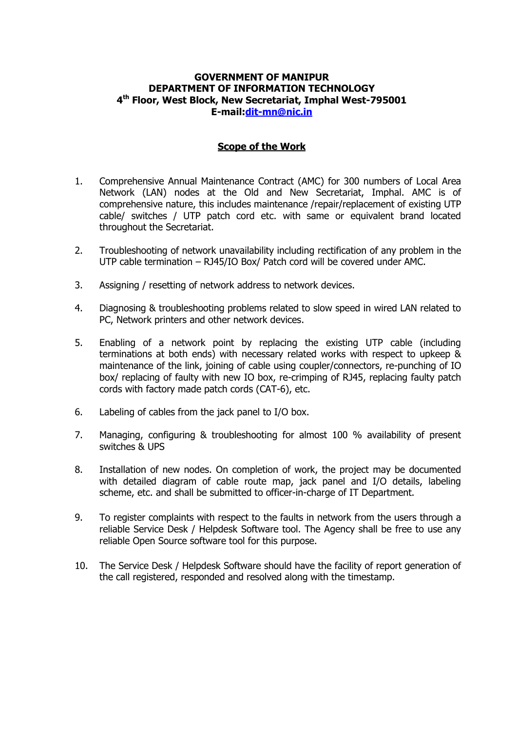**GOVERNMENT OF MANIPUR**
**DEPARTMENT OF INFORMATION TECHNOLOGY**
**4th Floor, West Block, New Secretariat, Imphal West-795001**
**E-mail:dit-mn@nic.in**

## Scope of the Work

1. Comprehensive Annual Maintenance Contract (AMC) for 300 numbers of Local Area Network (LAN) nodes at the Old and New Secretariat, Imphal. AMC is of comprehensive nature, this includes maintenance /repair/replacement of existing UTP cable/ switches / UTP patch cord etc. with same or equivalent brand located throughout the Secretariat.

2. Troubleshooting of network unavailability including rectification of any problem in the UTP cable termination – RJ45/IO Box/ Patch cord will be covered under AMC.

3. Assigning / resetting of network address to network devices.

4. Diagnosing & troubleshooting problems related to slow speed in wired LAN related to PC, Network printers and other network devices.

5. Enabling of a network point by replacing the existing UTP cable (including terminations at both ends) with necessary related works with respect to upkeep & maintenance of the link, joining of cable using coupler/connectors, re-punching of IO box/ replacing of faulty with new IO box, re-crimping of RJ45, replacing faulty patch cords with factory made patch cords (CAT-6), etc.

6. Labeling of cables from the jack panel to I/O box.

7. Managing, configuring & troubleshooting for almost 100 % availability of present switches & UPS

8. Installation of new nodes. On completion of work, the project may be documented with detailed diagram of cable route map, jack panel and I/O details, labeling scheme, etc. and shall be submitted to officer-in-charge of IT Department.

9. To register complaints with respect to the faults in network from the users through a reliable Service Desk / Helpdesk Software tool. The Agency shall be free to use any reliable Open Source software tool for this purpose.

10. The Service Desk / Helpdesk Software should have the facility of report generation of the call registered, responded and resolved along with the timestamp.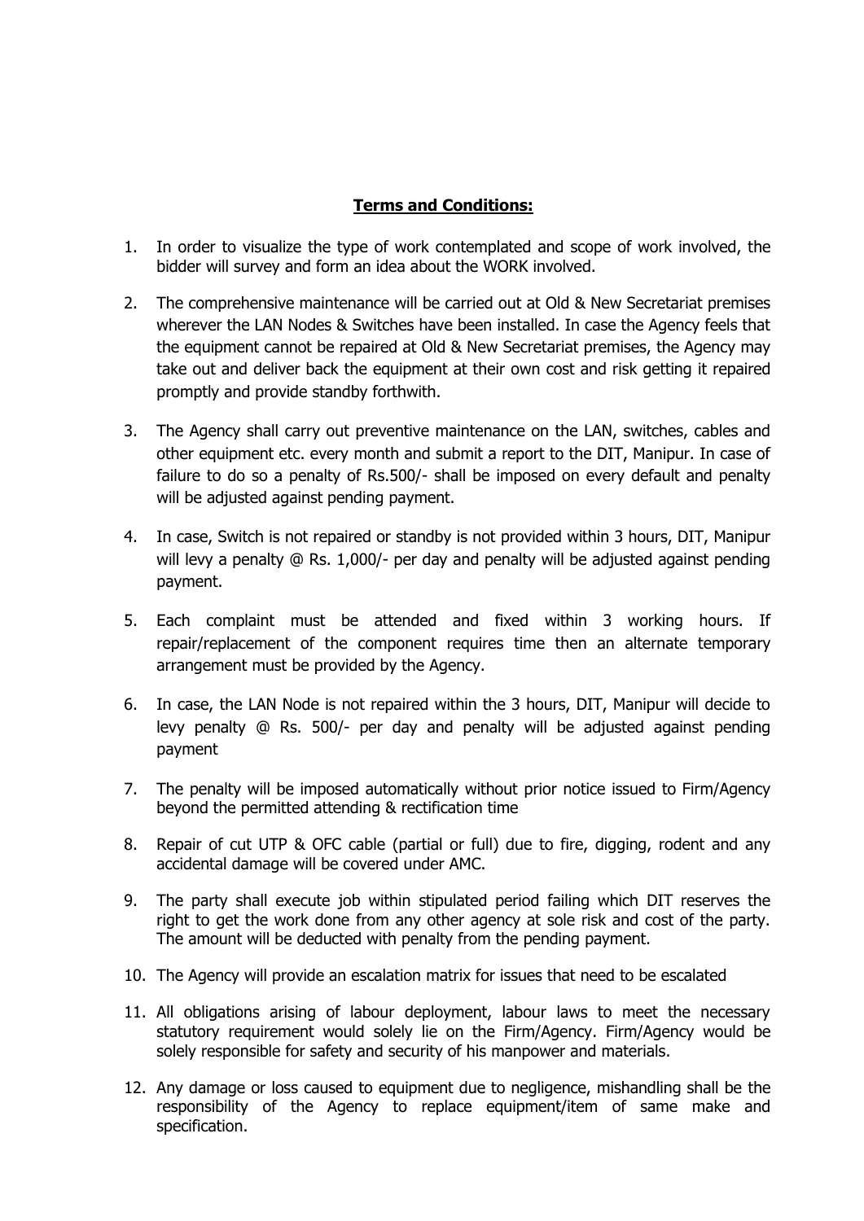**Terms and Conditions:**

1. In order to visualize the type of work contemplated and scope of work involved, the bidder will survey and form an idea about the WORK involved.

2. The comprehensive maintenance will be carried out at Old & New Secretariat premises wherever the LAN Nodes & Switches have been installed. In case the Agency feels that the equipment cannot be repaired at Old & New Secretariat premises, the Agency may take out and deliver back the equipment at their own cost and risk getting it repaired promptly and provide standby forthwith.

3. The Agency shall carry out preventive maintenance on the LAN, switches, cables and other equipment etc. every month and submit a report to the DIT, Manipur. In case of failure to do so a penalty of Rs.500/- shall be imposed on every default and penalty will be adjusted against pending payment.

4. In case, Switch is not repaired or standby is not provided within 3 hours, DIT, Manipur will levy a penalty @ Rs. 1,000/- per day and penalty will be adjusted against pending payment.

5. Each complaint must be attended and fixed within 3 working hours. If repair/replacement of the component requires time then an alternate temporary arrangement must be provided by the Agency.

6. In case, the LAN Node is not repaired within the 3 hours, DIT, Manipur will decide to levy penalty @ Rs. 500/- per day and penalty will be adjusted against pending payment

7. The penalty will be imposed automatically without prior notice issued to Firm/Agency beyond the permitted attending & rectification time

8. Repair of cut UTP & OFC cable (partial or full) due to fire, digging, rodent and any accidental damage will be covered under AMC.

9. The party shall execute job within stipulated period failing which DIT reserves the right to get the work done from any other agency at sole risk and cost of the party. The amount will be deducted with penalty from the pending payment.

10. The Agency will provide an escalation matrix for issues that need to be escalated

11. All obligations arising of labour deployment, labour laws to meet the necessary statutory requirement would solely lie on the Firm/Agency. Firm/Agency would be solely responsible for safety and security of his manpower and materials.

12. Any damage or loss caused to equipment due to negligence, mishandling shall be the responsibility of the Agency to replace equipment/item of same make and specification.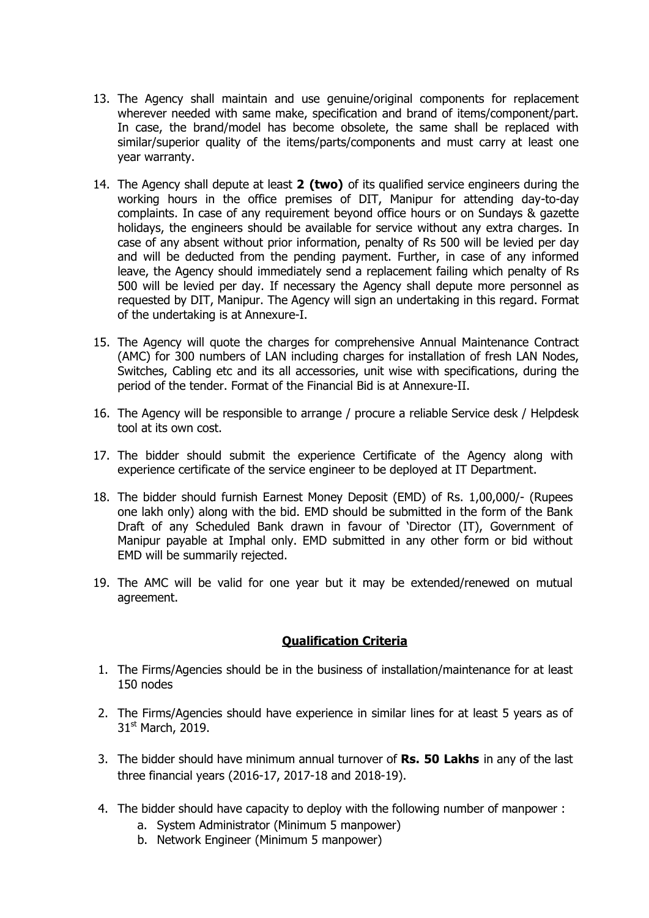13. The Agency shall maintain and use genuine/original components for replacement wherever needed with same make, specification and brand of items/component/part. In case, the brand/model has become obsolete, the same shall be replaced with similar/superior quality of the items/parts/components and must carry at least one year warranty.

14. The Agency shall depute at least **2 (two)** of its qualified service engineers during the working hours in the office premises of DIT, Manipur for attending day-to-day complaints. In case of any requirement beyond office hours or on Sundays & gazette holidays, the engineers should be available for service without any extra charges. In case of any absent without prior information, penalty of Rs 500 will be levied per day and will be deducted from the pending payment. Further, in case of any informed leave, the Agency should immediately send a replacement failing which penalty of Rs 500 will be levied per day. If necessary the Agency shall depute more personnel as requested by DIT, Manipur. The Agency will sign an undertaking in this regard. Format of the undertaking is at Annexure-I.

15. The Agency will quote the charges for comprehensive Annual Maintenance Contract (AMC) for 300 numbers of LAN including charges for installation of fresh LAN Nodes, Switches, Cabling etc and its all accessories, unit wise with specifications, during the period of the tender. Format of the Financial Bid is at Annexure-II.

16. The Agency will be responsible to arrange / procure a reliable Service desk / Helpdesk tool at its own cost.

17. The bidder should submit the experience Certificate of the Agency along with experience certificate of the service engineer to be deployed at IT Department.

18. The bidder should furnish Earnest Money Deposit (EMD) of Rs. 1,00,000/- (Rupees one lakh only) along with the bid. EMD should be submitted in the form of the Bank Draft of any Scheduled Bank drawn in favour of 'Director (IT), Government of Manipur payable at Imphal only. EMD submitted in any other form or bid without EMD will be summarily rejected.

19. The AMC will be valid for one year but it may be extended/renewed on mutual agreement.

## Qualification Criteria

1. The Firms/Agencies should be in the business of installation/maintenance for at least 150 nodes

2. The Firms/Agencies should have experience in similar lines for at least 5 years as of 31st March, 2019.

3. The bidder should have minimum annual turnover of **Rs. 50 Lakhs** in any of the last three financial years (2016-17, 2017-18 and 2018-19).

4. The bidder should have capacity to deploy with the following number of manpower :
   a. System Administrator (Minimum 5 manpower)
   b. Network Engineer (Minimum 5 manpower)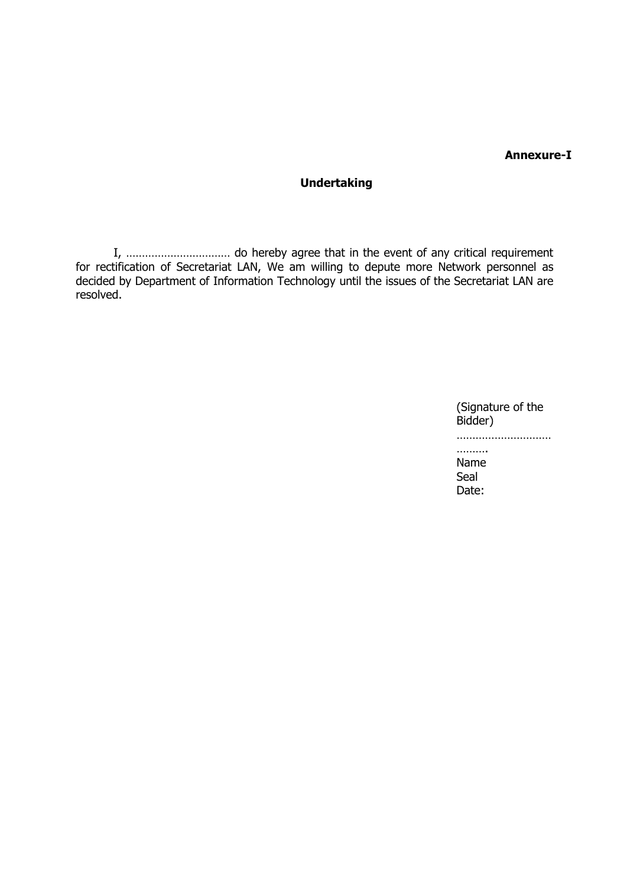**Annexure-I**

**Undertaking**

I, …………………………… do hereby agree that in the event of any critical requirement for rectification of Secretariat LAN, We am willing to depute more Network personnel as decided by Department of Information Technology until the issues of the Secretariat LAN are resolved.

(Signature of the Bidder)
…………………………
……….
Name
Seal
Date: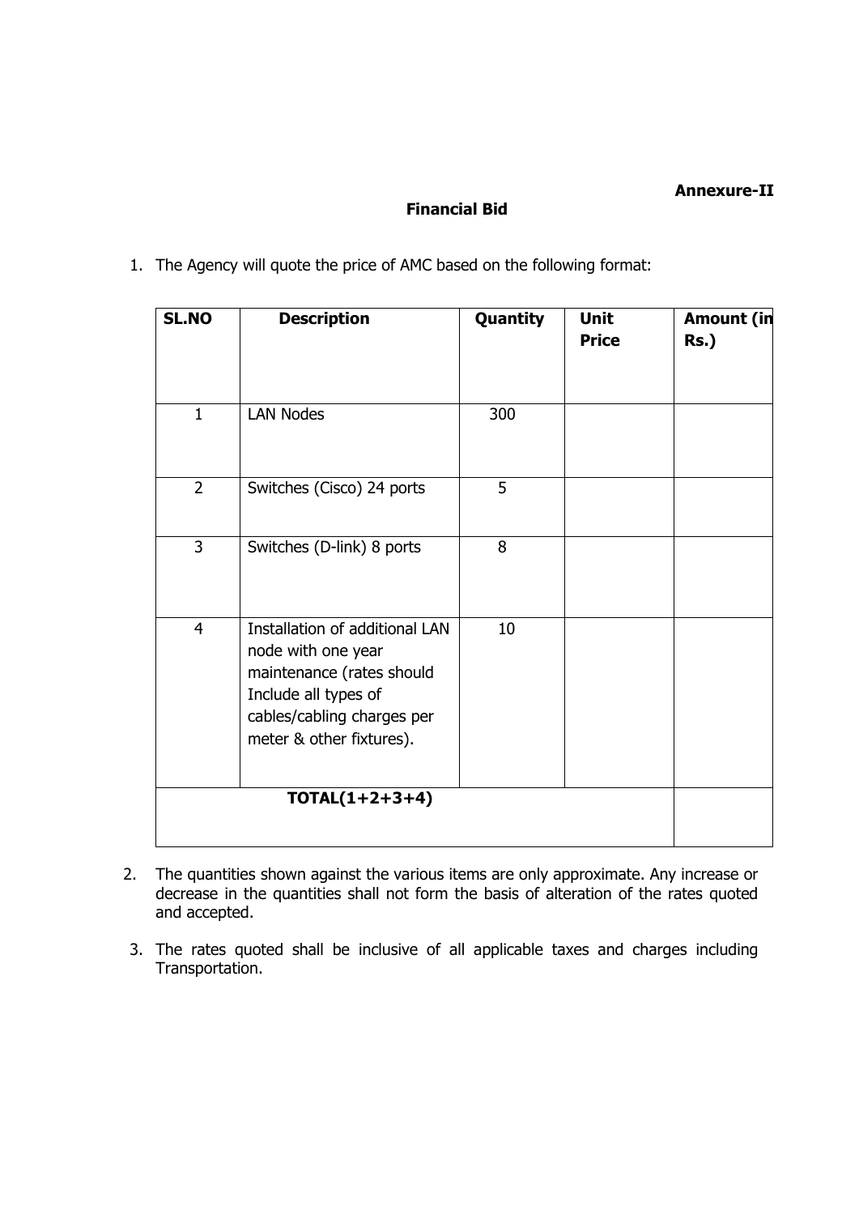**Annexure-II**

**Financial Bid**

1. The Agency will quote the price of AMC based on the following format:

| SL.NO | Description | Quantity | Unit Price | Amount (in Rs.) |
|---|---|---|---|---|
| 1 | LAN Nodes | 300 | | |
| 2 | Switches (Cisco) 24 ports | 5 | | |
| 3 | Switches (D-link) 8 ports | 8 | | |
| 4 | Installation of additional LAN node with one year maintenance (rates should Include all types of cables/cabling charges per meter & other fixtures). | 10 | | |
| **TOTAL(1+2+3+4)** | | | | |

2. The quantities shown against the various items are only approximate. Any increase or decrease in the quantities shall not form the basis of alteration of the rates quoted and accepted.

3. The rates quoted shall be inclusive of all applicable taxes and charges including Transportation.